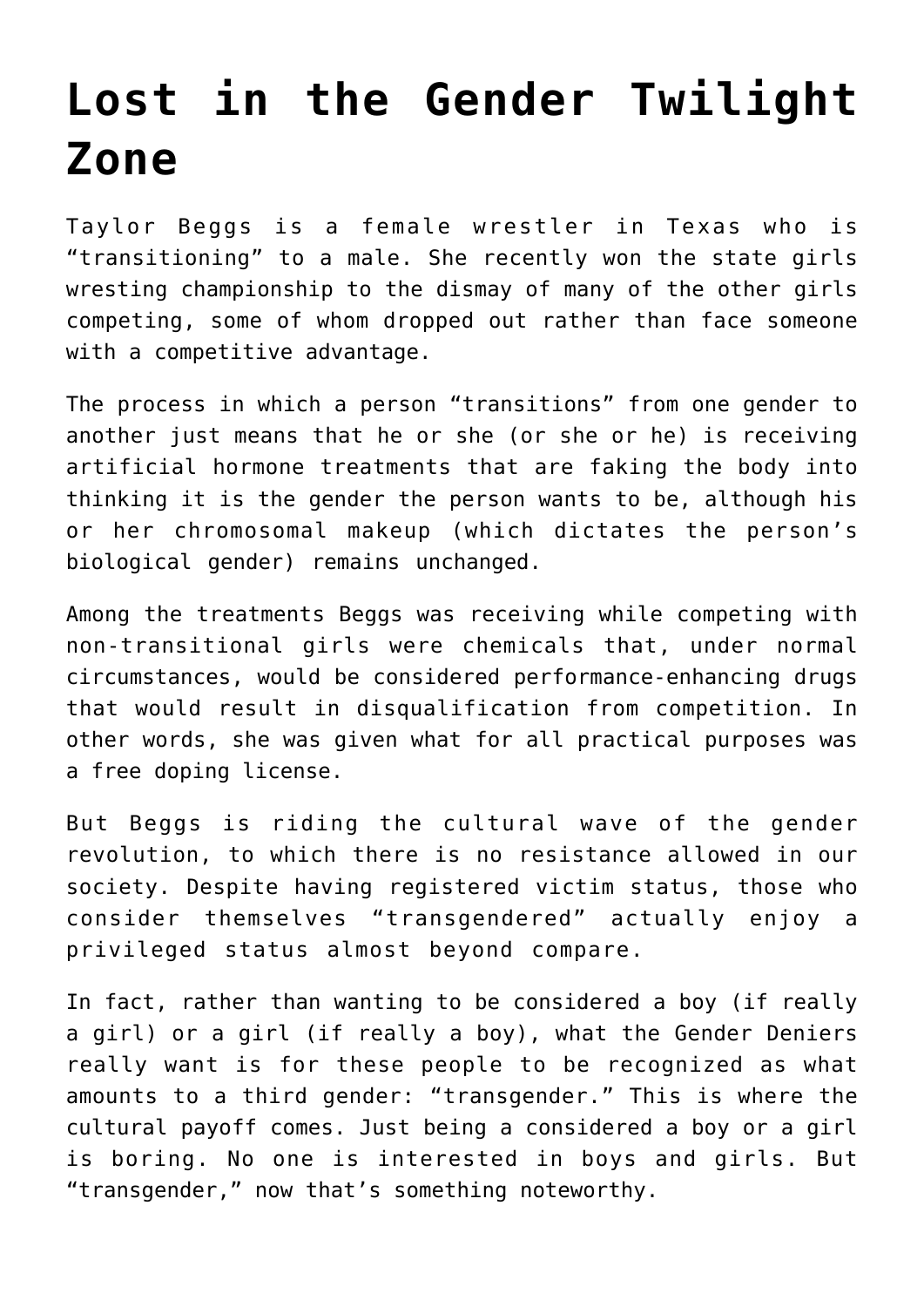# Lost in the Gender Twilight Zone

Taylor Beggs is a female wrestler in Texas who is "transitioning" to a male. She recently won the state girls wresting championship to the dismay of many of the other girls competing, some of whom dropped out rather than face someone with a competitive advantage.

The process in which a person "transitions" from one gender to another just means that he or she (or she or he) is receiving artificial hormone treatments that are faking the body into thinking it is the gender the person wants to be, although his or her chromosomal makeup (which dictates the person's biological gender) remains unchanged.

Among the treatments Beggs was receiving while competing with non-transitional girls were chemicals that, under normal circumstances, would be considered performance-enhancing drugs that would result in disqualification from competition. In other words, she was given what for all practical purposes was a free doping license.

But Beggs is riding the cultural wave of the gender revolution, to which there is no resistance allowed in our society. Despite having registered victim status, those who consider themselves "transgendered" actually enjoy a privileged status almost beyond compare.

In fact, rather than wanting to be considered a boy (if really a girl) or a girl (if really a boy), what the Gender Deniers really want is for these people to be recognized as what amounts to a third gender: "transgender." This is where the cultural payoff comes. Just being a considered a boy or a girl is boring. No one is interested in boys and girls. But "transgender," now that's something noteworthy.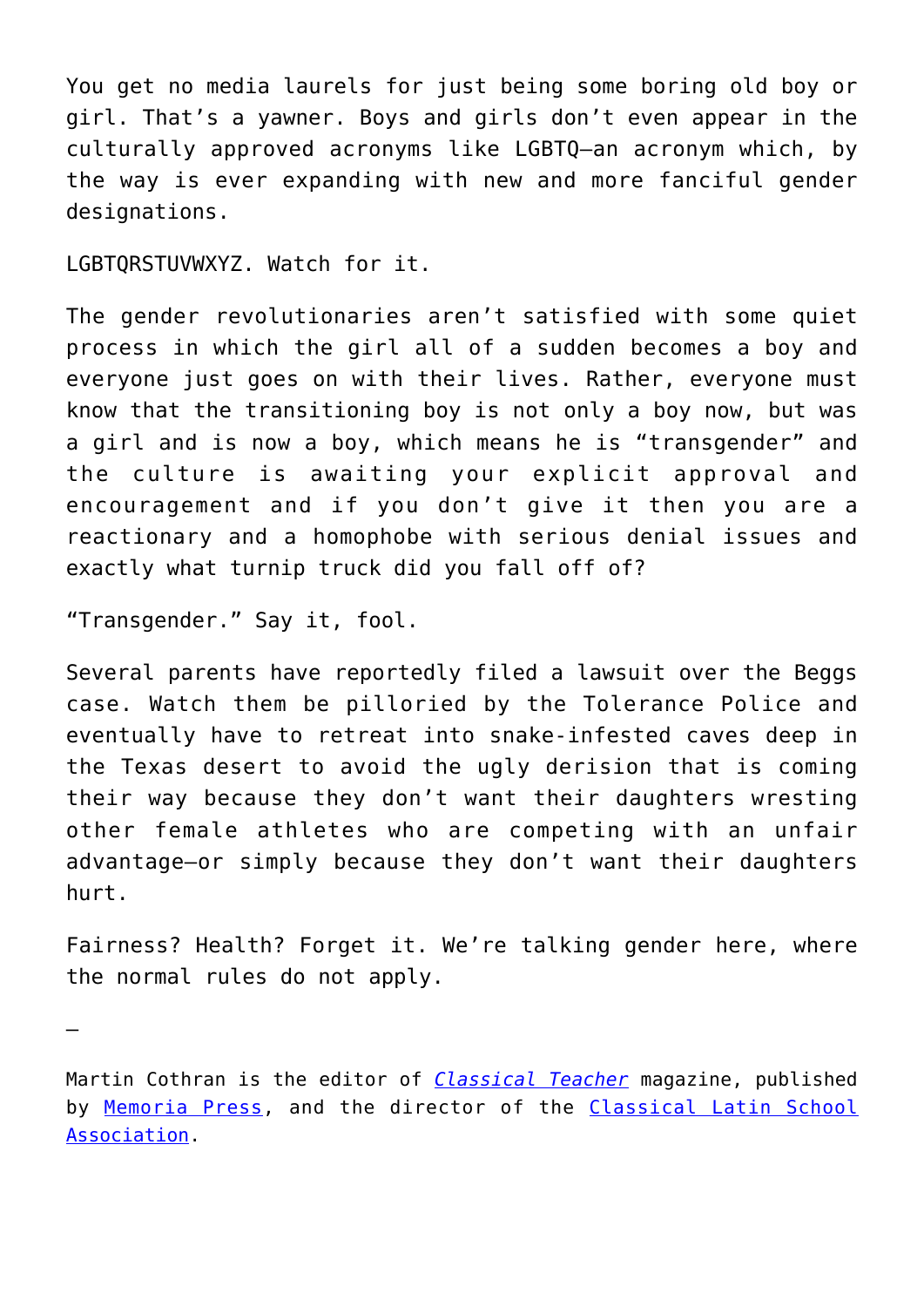You get no media laurels for just being some boring old boy or girl. That's a yawner. Boys and girls don't even appear in the culturally approved acronyms like LGBTQ—an acronym which, by the way is ever expanding with new and more fanciful gender designations.

LGBTQRSTUVWXYZ. Watch for it.

The gender revolutionaries aren't satisfied with some quiet process in which the girl all of a sudden becomes a boy and everyone just goes on with their lives. Rather, everyone must know that the transitioning boy is not only a boy now, but was a girl and is now a boy, which means he is "transgender" and the culture is awaiting your explicit approval and encouragement and if you don't give it then you are a reactionary and a homophobe with serious denial issues and exactly what turnip truck did you fall off of?

"Transgender." Say it, fool.

Several parents have reportedly filed a lawsuit over the Beggs case. Watch them be pilloried by the Tolerance Police and eventually have to retreat into snake-infested caves deep in the Texas desert to avoid the ugly derision that is coming their way because they don't want their daughters wresting other female athletes who are competing with an unfair advantage—or simply because they don't want their daughters hurt.

Fairness? Health? Forget it. We're talking gender here, where the normal rules do not apply.

—

Martin Cothran is the editor of *[Classical Teacher](#)* magazine, published by [Memoria Press](#), and the director of the [Classical Latin School Association](#).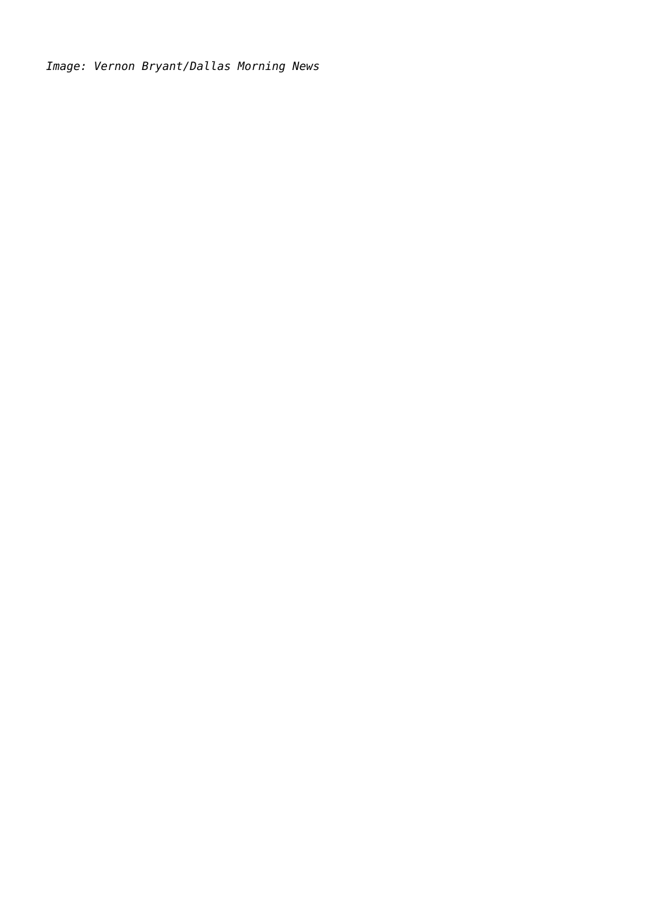*Image: Vernon Bryant/Dallas Morning News*